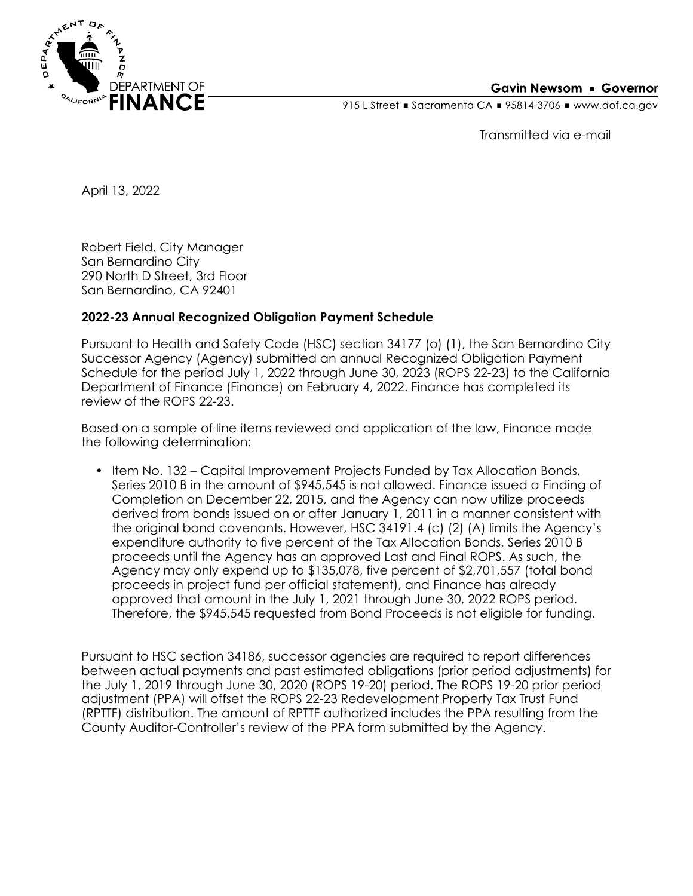DEPARTMENT OF FINANCE

**Gavin Newsom ▪ Governor**

915 L Street ▪ Sacramento CA ▪ 95814-3706 ▪ www.dof.ca.gov

Transmitted via e-mail

April 13, 2022

Robert Field, City Manager
San Bernardino City
290 North D Street, 3rd Floor
San Bernardino, CA 92401

**2022-23 Annual Recognized Obligation Payment Schedule**

Pursuant to Health and Safety Code (HSC) section 34177 (o) (1), the San Bernardino City Successor Agency (Agency) submitted an annual Recognized Obligation Payment Schedule for the period July 1, 2022 through June 30, 2023 (ROPS 22-23) to the California Department of Finance (Finance) on February 4, 2022. Finance has completed its review of the ROPS 22-23.

Based on a sample of line items reviewed and application of the law, Finance made the following determination:

- Item No. 132 – Capital Improvement Projects Funded by Tax Allocation Bonds, Series 2010 B in the amount of $945,545 is not allowed. Finance issued a Finding of Completion on December 22, 2015, and the Agency can now utilize proceeds derived from bonds issued on or after January 1, 2011 in a manner consistent with the original bond covenants. However, HSC 34191.4 (c) (2) (A) limits the Agency's expenditure authority to five percent of the Tax Allocation Bonds, Series 2010 B proceeds until the Agency has an approved Last and Final ROPS. As such, the Agency may only expend up to $135,078, five percent of $2,701,557 (total bond proceeds in project fund per official statement), and Finance has already approved that amount in the July 1, 2021 through June 30, 2022 ROPS period. Therefore, the $945,545 requested from Bond Proceeds is not eligible for funding.

Pursuant to HSC section 34186, successor agencies are required to report differences between actual payments and past estimated obligations (prior period adjustments) for the July 1, 2019 through June 30, 2020 (ROPS 19-20) period. The ROPS 19-20 prior period adjustment (PPA) will offset the ROPS 22-23 Redevelopment Property Tax Trust Fund (RPTTF) distribution. The amount of RPTTF authorized includes the PPA resulting from the County Auditor-Controller's review of the PPA form submitted by the Agency.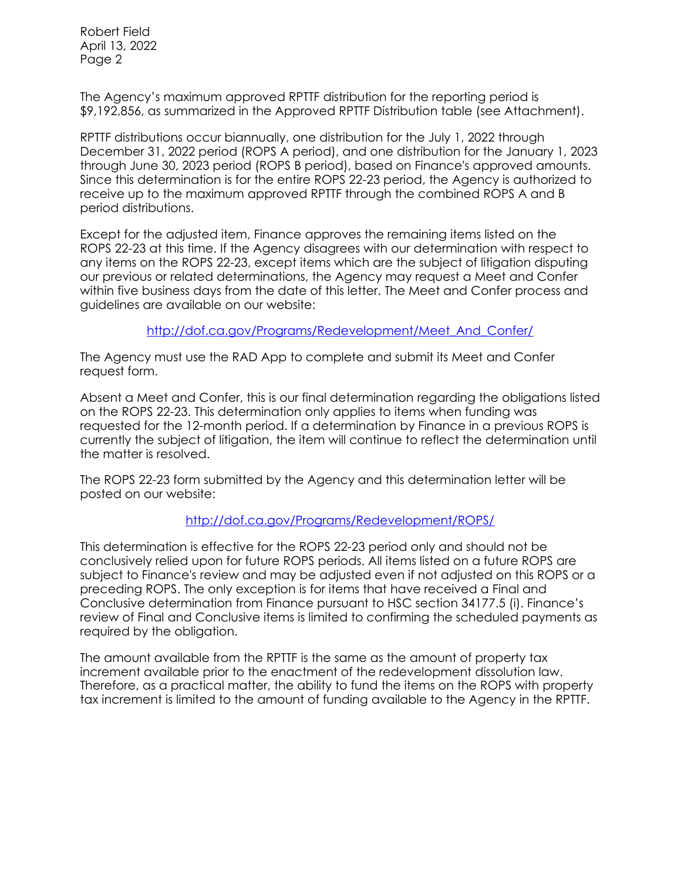The Agency's maximum approved RPTTF distribution for the reporting period is $9,192,856, as summarized in the Approved RPTTF Distribution table (see Attachment).

RPTTF distributions occur biannually, one distribution for the July 1, 2022 through December 31, 2022 period (ROPS A period), and one distribution for the January 1, 2023 through June 30, 2023 period (ROPS B period), based on Finance's approved amounts. Since this determination is for the entire ROPS 22-23 period, the Agency is authorized to receive up to the maximum approved RPTTF through the combined ROPS A and B period distributions.

Except for the adjusted item, Finance approves the remaining items listed on the ROPS 22-23 at this time. If the Agency disagrees with our determination with respect to any items on the ROPS 22-23, except items which are the subject of litigation disputing our previous or related determinations, the Agency may request a Meet and Confer within five business days from the date of this letter. The Meet and Confer process and guidelines are available on our website:

http://dof.ca.gov/Programs/Redevelopment/Meet_And_Confer/

The Agency must use the RAD App to complete and submit its Meet and Confer request form.

Absent a Meet and Confer, this is our final determination regarding the obligations listed on the ROPS 22-23. This determination only applies to items when funding was requested for the 12-month period. If a determination by Finance in a previous ROPS is currently the subject of litigation, the item will continue to reflect the determination until the matter is resolved.

The ROPS 22-23 form submitted by the Agency and this determination letter will be posted on our website:

http://dof.ca.gov/Programs/Redevelopment/ROPS/

This determination is effective for the ROPS 22-23 period only and should not be conclusively relied upon for future ROPS periods. All items listed on a future ROPS are subject to Finance's review and may be adjusted even if not adjusted on this ROPS or a preceding ROPS. The only exception is for items that have received a Final and Conclusive determination from Finance pursuant to HSC section 34177.5 (i). Finance's review of Final and Conclusive items is limited to confirming the scheduled payments as required by the obligation.

The amount available from the RPTTF is the same as the amount of property tax increment available prior to the enactment of the redevelopment dissolution law. Therefore, as a practical matter, the ability to fund the items on the ROPS with property tax increment is limited to the amount of funding available to the Agency in the RPTTF.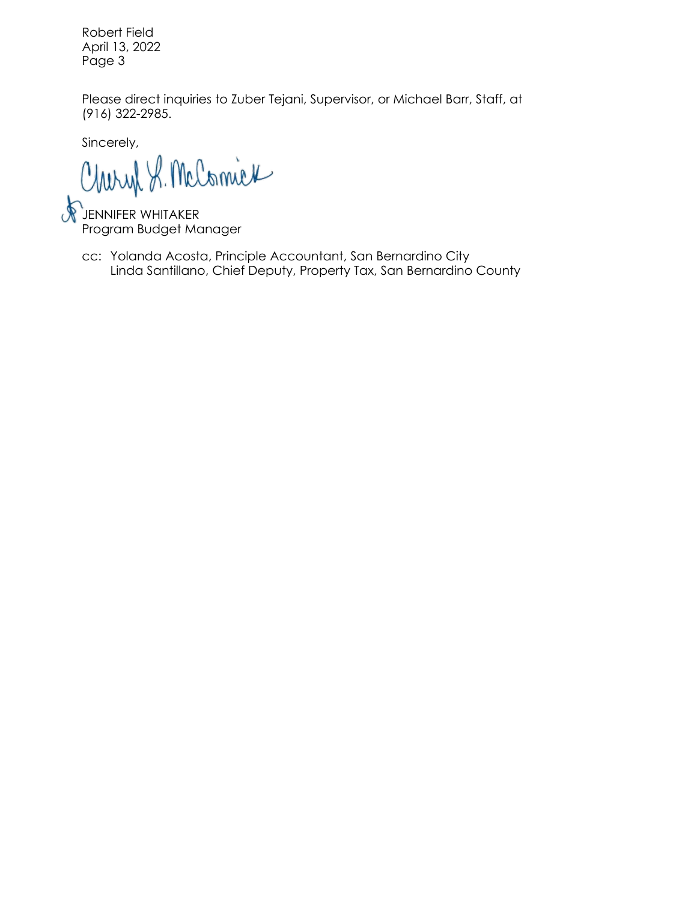Robert Field
April 13, 2022
Page 3

Please direct inquiries to Zuber Tejani, Supervisor, or Michael Barr, Staff, at (916) 322-2985.

Sincerely,

Cheryl L. McCormick

JENNIFER WHITAKER
Program Budget Manager

cc: Yolanda Acosta, Principle Accountant, San Bernardino City
Linda Santillano, Chief Deputy, Property Tax, San Bernardino County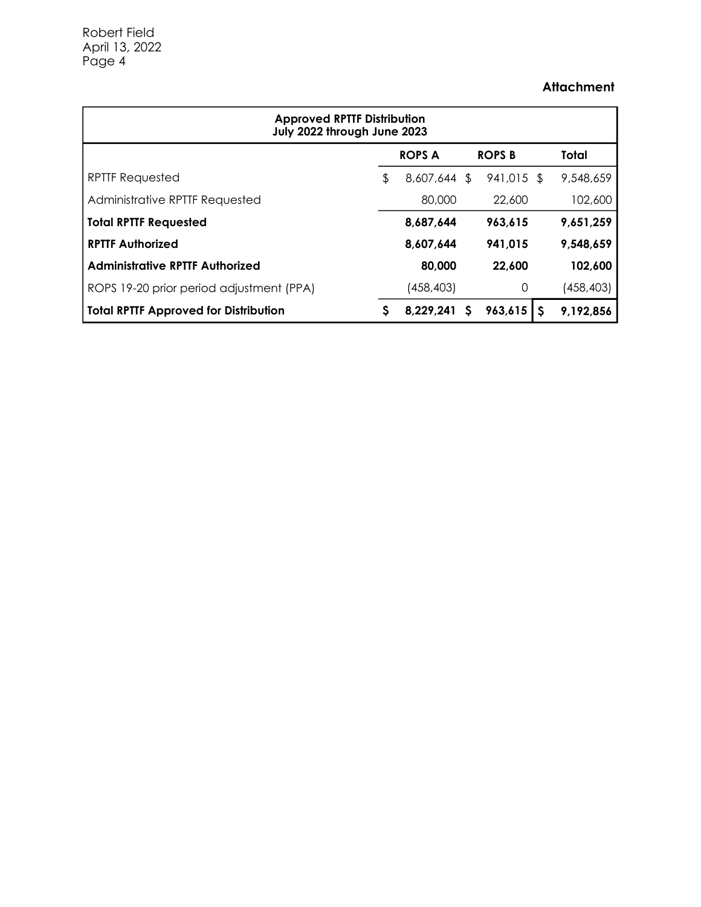Robert Field
April 13, 2022
Page 4

**Attachment**

| Approved RPTTF Distribution July 2022 through June 2023 | | | |
|---|---|---|---|
| | **ROPS A** | **ROPS B** | **Total** |
| RPTTF Requested | $ 8,607,644 | $ 941,015 | $ 9,548,659 |
| Administrative RPTTF Requested | 80,000 | 22,600 | 102,600 |
| **Total RPTTF Requested** | **8,687,644** | **963,615** | **9,651,259** |
| **RPTTF Authorized** | **8,607,644** | **941,015** | **9,548,659** |
| **Administrative RPTTF Authorized** | **80,000** | **22,600** | **102,600** |
| ROPS 19-20 prior period adjustment (PPA) | (458,403) | 0 | (458,403) |
| **Total RPTTF Approved for Distribution** | **$ 8,229,241** | **$ 963,615** | **$ 9,192,856** |